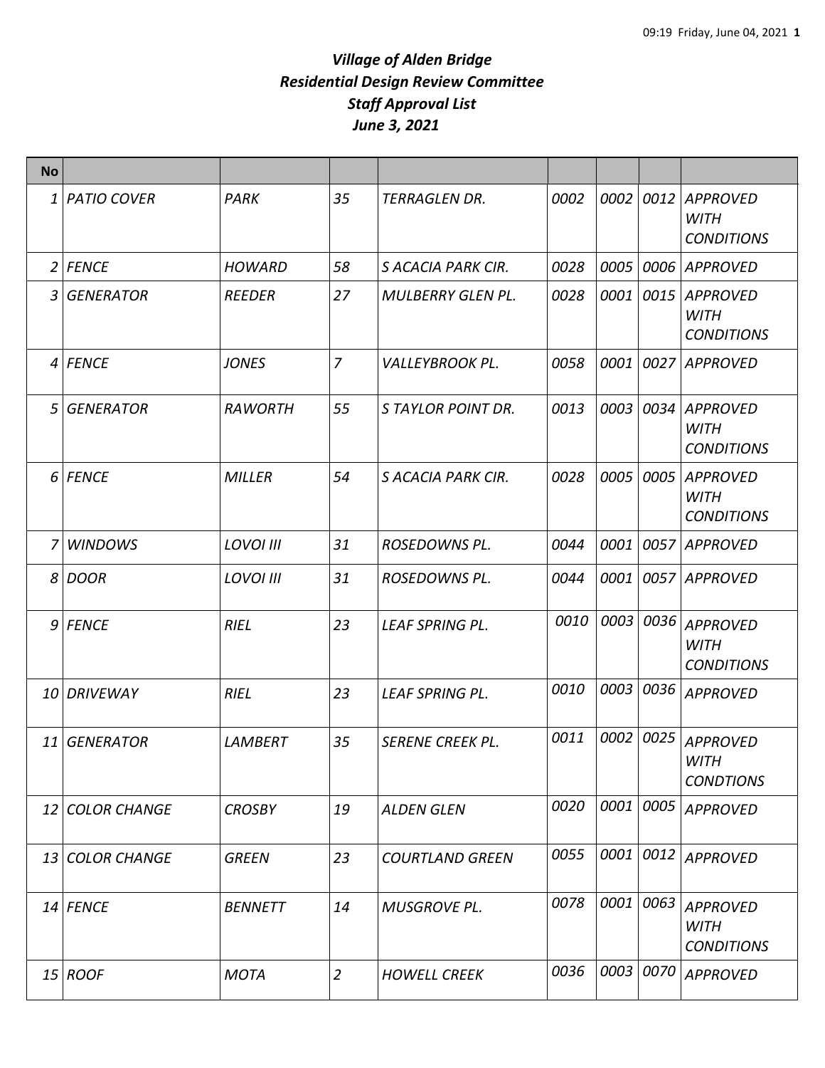# *Village of Alden Bridge*
## *Residential Design Review Committee*
### *Staff Approval List*
### *June 3, 2021*

| No | | | | | | | | |
|---|---|---|---|---|---|---|---|---|
| 1 | *PATIO COVER* | *PARK* | *35* | *TERRAGLEN DR.* | *0002* | *0002* | *0012* | *APPROVED WITH CONDITIONS* |
| 2 | *FENCE* | *HOWARD* | *58* | *S ACACIA PARK CIR.* | *0028* | *0005* | *0006* | *APPROVED* |
| 3 | *GENERATOR* | *REEDER* | *27* | *MULBERRY GLEN PL.* | *0028* | *0001* | *0015* | *APPROVED WITH CONDITIONS* |
| 4 | *FENCE* | *JONES* | *7* | *VALLEYBROOK PL.* | *0058* | *0001* | *0027* | *APPROVED* |
| 5 | *GENERATOR* | *RAWORTH* | *55* | *S TAYLOR POINT DR.* | *0013* | *0003* | *0034* | *APPROVED WITH CONDITIONS* |
| 6 | *FENCE* | *MILLER* | *54* | *S ACACIA PARK CIR.* | *0028* | *0005* | *0005* | *APPROVED WITH CONDITIONS* |
| 7 | *WINDOWS* | *LOVOI III* | *31* | *ROSEDOWNS PL.* | *0044* | *0001* | *0057* | *APPROVED* |
| 8 | *DOOR* | *LOVOI III* | *31* | *ROSEDOWNS PL.* | *0044* | *0001* | *0057* | *APPROVED* |
| 9 | *FENCE* | *RIEL* | *23* | *LEAF SPRING PL.* | *0010* | *0003* | *0036* | *APPROVED WITH CONDITIONS* |
| 10 | *DRIVEWAY* | *RIEL* | *23* | *LEAF SPRING PL.* | *0010* | *0003* | *0036* | *APPROVED* |
| 11 | *GENERATOR* | *LAMBERT* | *35* | *SERENE CREEK PL.* | *0011* | *0002* | *0025* | *APPROVED WITH CONDTIONS* |
| 12 | *COLOR CHANGE* | *CROSBY* | *19* | *ALDEN GLEN* | *0020* | *0001* | *0005* | *APPROVED* |
| 13 | *COLOR CHANGE* | *GREEN* | *23* | *COURTLAND GREEN* | *0055* | *0001* | *0012* | *APPROVED* |
| 14 | *FENCE* | *BENNETT* | *14* | *MUSGROVE PL.* | *0078* | *0001* | *0063* | *APPROVED WITH CONDITIONS* |
| 15 | *ROOF* | *MOTA* | *2* | *HOWELL CREEK* | *0036* | *0003* | *0070* | *APPROVED* |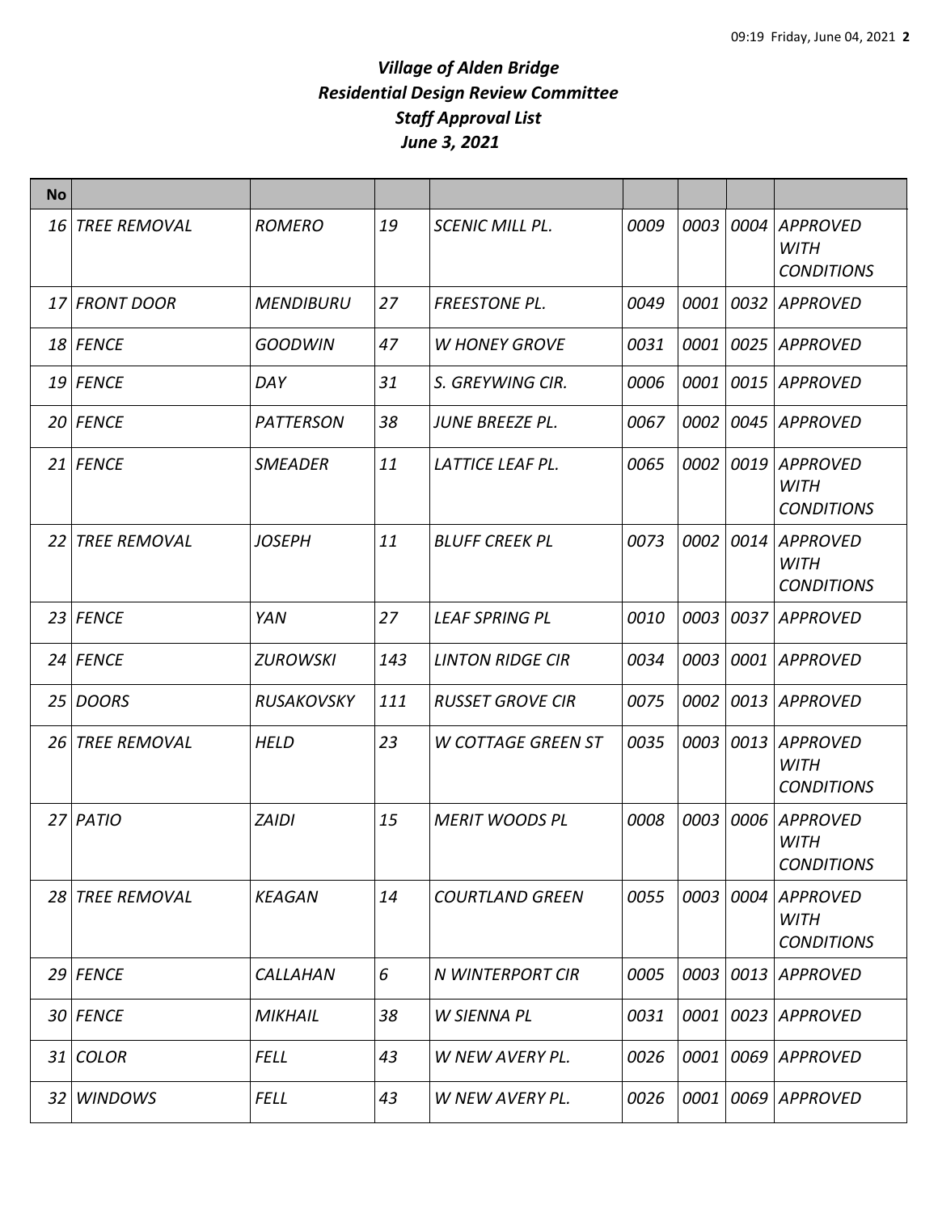# *Village of Alden Bridge*
# *Residential Design Review Committee*
# *Staff Approval List*
# *June 3, 2021*

| No | | | | | | | | |
|---|---|---|---|---|---|---|---|---|
| 16 | TREE REMOVAL | ROMERO | 19 | SCENIC MILL PL. | 0009 | 0003 | 0004 | APPROVED WITH CONDITIONS |
| 17 | FRONT DOOR | MENDIBURU | 27 | FREESTONE PL. | 0049 | 0001 | 0032 | APPROVED |
| 18 | FENCE | GOODWIN | 47 | W HONEY GROVE | 0031 | 0001 | 0025 | APPROVED |
| 19 | FENCE | DAY | 31 | S. GREYWING CIR. | 0006 | 0001 | 0015 | APPROVED |
| 20 | FENCE | PATTERSON | 38 | JUNE BREEZE PL. | 0067 | 0002 | 0045 | APPROVED |
| 21 | FENCE | SMEADER | 11 | LATTICE LEAF PL. | 0065 | 0002 | 0019 | APPROVED WITH CONDITIONS |
| 22 | TREE REMOVAL | JOSEPH | 11 | BLUFF CREEK PL | 0073 | 0002 | 0014 | APPROVED WITH CONDITIONS |
| 23 | FENCE | YAN | 27 | LEAF SPRING PL | 0010 | 0003 | 0037 | APPROVED |
| 24 | FENCE | ZUROWSKI | 143 | LINTON RIDGE CIR | 0034 | 0003 | 0001 | APPROVED |
| 25 | DOORS | RUSAKOVSKY | 111 | RUSSET GROVE CIR | 0075 | 0002 | 0013 | APPROVED |
| 26 | TREE REMOVAL | HELD | 23 | W COTTAGE GREEN ST | 0035 | 0003 | 0013 | APPROVED WITH CONDITIONS |
| 27 | PATIO | ZAIDI | 15 | MERIT WOODS PL | 0008 | 0003 | 0006 | APPROVED WITH CONDITIONS |
| 28 | TREE REMOVAL | KEAGAN | 14 | COURTLAND GREEN | 0055 | 0003 | 0004 | APPROVED WITH CONDITIONS |
| 29 | FENCE | CALLAHAN | 6 | N WINTERPORT CIR | 0005 | 0003 | 0013 | APPROVED |
| 30 | FENCE | MIKHAIL | 38 | W SIENNA PL | 0031 | 0001 | 0023 | APPROVED |
| 31 | COLOR | FELL | 43 | W NEW AVERY PL. | 0026 | 0001 | 0069 | APPROVED |
| 32 | WINDOWS | FELL | 43 | W NEW AVERY PL. | 0026 | 0001 | 0069 | APPROVED |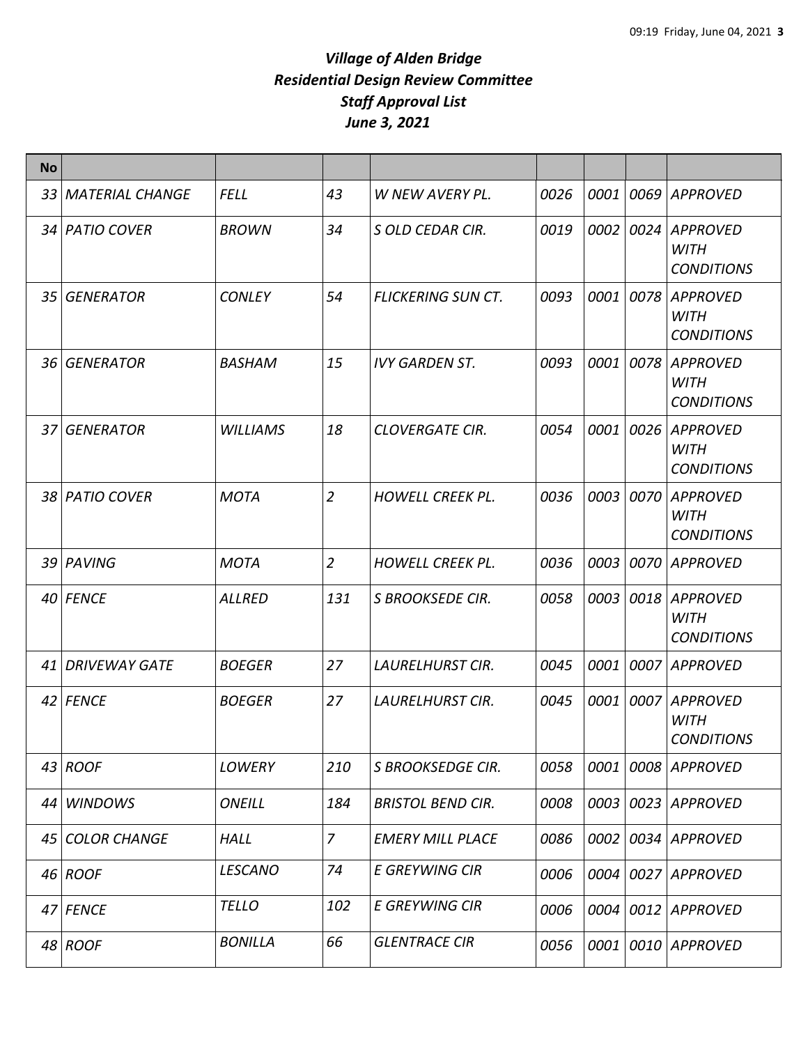# *Village of Alden Bridge*
## *Residential Design Review Committee*
## *Staff Approval List*
## *June 3, 2021*

| No | | | | | | | | |
|---|---|---|---|---|---|---|---|---|
| 33 | *MATERIAL CHANGE* | *FELL* | *43* | *W NEW AVERY PL.* | *0026* | *0001* | *0069* | *APPROVED* |
| 34 | *PATIO COVER* | *BROWN* | *34* | *S OLD CEDAR CIR.* | *0019* | *0002* | *0024* | *APPROVED WITH CONDITIONS* |
| 35 | *GENERATOR* | *CONLEY* | *54* | *FLICKERING SUN CT.* | *0093* | *0001* | *0078* | *APPROVED WITH CONDITIONS* |
| 36 | *GENERATOR* | *BASHAM* | *15* | *IVY GARDEN ST.* | *0093* | *0001* | *0078* | *APPROVED WITH CONDITIONS* |
| 37 | *GENERATOR* | *WILLIAMS* | *18* | *CLOVERGATE CIR.* | *0054* | *0001* | *0026* | *APPROVED WITH CONDITIONS* |
| 38 | *PATIO COVER* | *MOTA* | *2* | *HOWELL CREEK PL.* | *0036* | *0003* | *0070* | *APPROVED WITH CONDITIONS* |
| 39 | *PAVING* | *MOTA* | *2* | *HOWELL CREEK PL.* | *0036* | *0003* | *0070* | *APPROVED* |
| 40 | *FENCE* | *ALLRED* | *131* | *S BROOKSEDE CIR.* | *0058* | *0003* | *0018* | *APPROVED WITH CONDITIONS* |
| 41 | *DRIVEWAY GATE* | *BOEGER* | *27* | *LAURELHURST CIR.* | *0045* | *0001* | *0007* | *APPROVED* |
| 42 | *FENCE* | *BOEGER* | *27* | *LAURELHURST CIR.* | *0045* | *0001* | *0007* | *APPROVED WITH CONDITIONS* |
| 43 | *ROOF* | *LOWERY* | *210* | *S BROOKSEDGE CIR.* | *0058* | *0001* | *0008* | *APPROVED* |
| 44 | *WINDOWS* | *ONEILL* | *184* | *BRISTOL BEND CIR.* | *0008* | *0003* | *0023* | *APPROVED* |
| 45 | *COLOR CHANGE* | *HALL* | *7* | *EMERY MILL PLACE* | *0086* | *0002* | *0034* | *APPROVED* |
| 46 | *ROOF* | *LESCANO* | *74* | *E GREYWING CIR* | *0006* | *0004* | *0027* | *APPROVED* |
| 47 | *FENCE* | *TELLO* | *102* | *E GREYWING CIR* | *0006* | *0004* | *0012* | *APPROVED* |
| 48 | *ROOF* | *BONILLA* | *66* | *GLENTRACE CIR* | *0056* | *0001* | *0010* | *APPROVED* |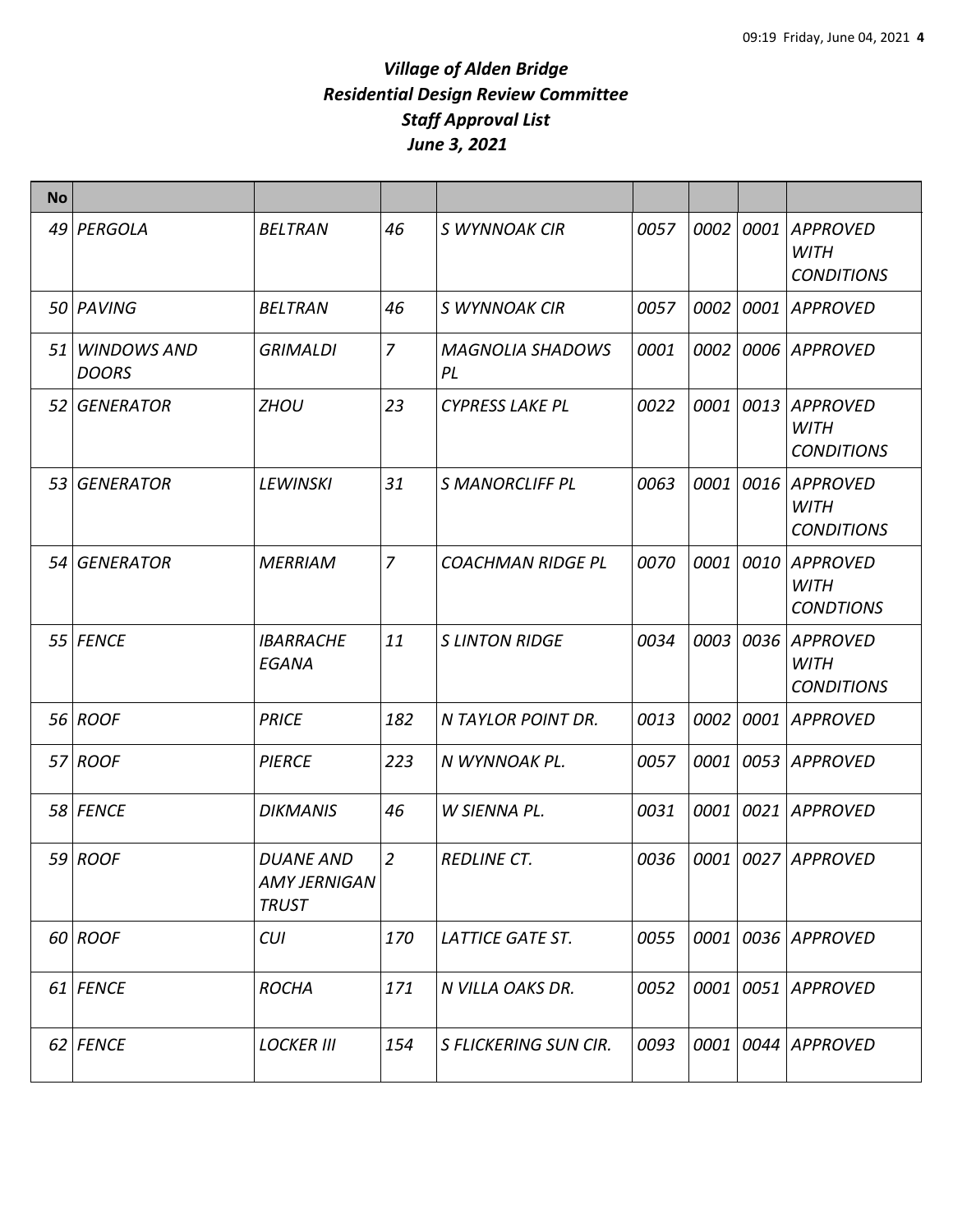# *Village of Alden Bridge*
## *Residential Design Review Committee*
## *Staff Approval List*
## *June 3, 2021*

| No | | | | | | | | |
|---|---|---|---|---|---|---|---|---|
| 49 | *PERGOLA* | *BELTRAN* | *46* | *S WYNNOAK CIR* | *0057* | *0002* | *0001* | *APPROVED WITH CONDITIONS* |
| 50 | *PAVING* | *BELTRAN* | *46* | *S WYNNOAK CIR* | *0057* | *0002* | *0001* | *APPROVED* |
| 51 | *WINDOWS AND DOORS* | *GRIMALDI* | *7* | *MAGNOLIA SHADOWS PL* | *0001* | *0002* | *0006* | *APPROVED* |
| 52 | *GENERATOR* | *ZHOU* | *23* | *CYPRESS LAKE PL* | *0022* | *0001* | *0013* | *APPROVED WITH CONDITIONS* |
| 53 | *GENERATOR* | *LEWINSKI* | *31* | *S MANORCLIFF PL* | *0063* | *0001* | *0016* | *APPROVED WITH CONDITIONS* |
| 54 | *GENERATOR* | *MERRIAM* | *7* | *COACHMAN RIDGE PL* | *0070* | *0001* | *0010* | *APPROVED WITH CONDTIONS* |
| 55 | *FENCE* | *IBARRACHE EGANA* | *11* | *S LINTON RIDGE* | *0034* | *0003* | *0036* | *APPROVED WITH CONDITIONS* |
| 56 | *ROOF* | *PRICE* | *182* | *N TAYLOR POINT DR.* | *0013* | *0002* | *0001* | *APPROVED* |
| 57 | *ROOF* | *PIERCE* | *223* | *N WYNNOAK PL.* | *0057* | *0001* | *0053* | *APPROVED* |
| 58 | *FENCE* | *DIKMANIS* | *46* | *W SIENNA PL.* | *0031* | *0001* | *0021* | *APPROVED* |
| 59 | *ROOF* | *DUANE AND AMY JERNIGAN TRUST* | *2* | *REDLINE CT.* | *0036* | *0001* | *0027* | *APPROVED* |
| 60 | *ROOF* | *CUI* | *170* | *LATTICE GATE ST.* | *0055* | *0001* | *0036* | *APPROVED* |
| 61 | *FENCE* | *ROCHA* | *171* | *N VILLA OAKS DR.* | *0052* | *0001* | *0051* | *APPROVED* |
| 62 | *FENCE* | *LOCKER III* | *154* | *S FLICKERING SUN CIR.* | *0093* | *0001* | *0044* | *APPROVED* |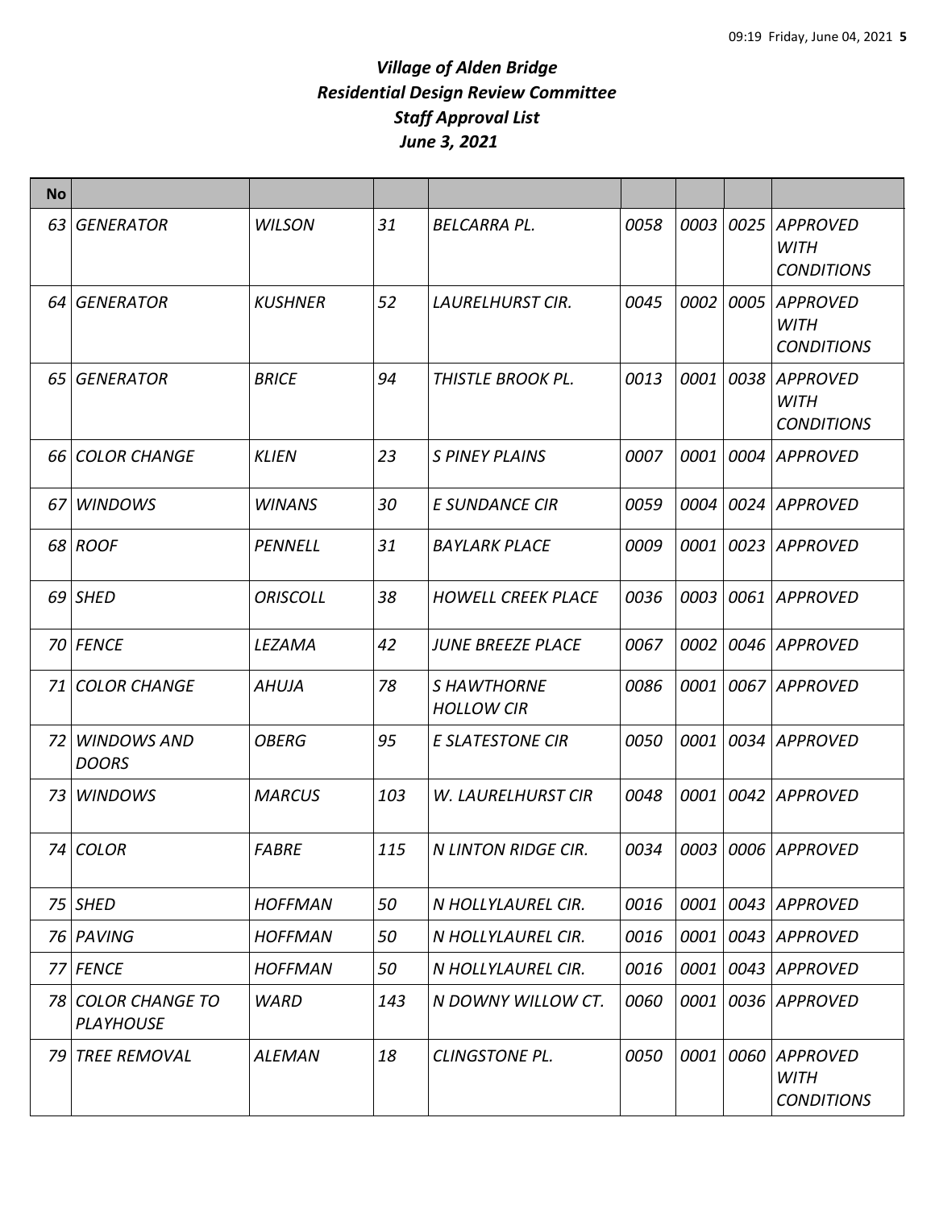# *Village of Alden Bridge*
## *Residential Design Review Committee*
## *Staff Approval List*
## *June 3, 2021*

| No | | | | | | | | |
|---|---|---|---|---|---|---|---|---|
| 63 | *GENERATOR* | *WILSON* | *31* | *BELCARRA PL.* | *0058* | *0003* | *0025* | *APPROVED WITH CONDITIONS* |
| 64 | *GENERATOR* | *KUSHNER* | *52* | *LAURELHURST CIR.* | *0045* | *0002* | *0005* | *APPROVED WITH CONDITIONS* |
| 65 | *GENERATOR* | *BRICE* | *94* | *THISTLE BROOK PL.* | *0013* | *0001* | *0038* | *APPROVED WITH CONDITIONS* |
| 66 | *COLOR CHANGE* | *KLIEN* | *23* | *S PINEY PLAINS* | *0007* | *0001* | *0004* | *APPROVED* |
| 67 | *WINDOWS* | *WINANS* | *30* | *E SUNDANCE CIR* | *0059* | *0004* | *0024* | *APPROVED* |
| 68 | *ROOF* | *PENNELL* | *31* | *BAYLARK PLACE* | *0009* | *0001* | *0023* | *APPROVED* |
| 69 | *SHED* | *ORISCOLL* | *38* | *HOWELL CREEK PLACE* | *0036* | *0003* | *0061* | *APPROVED* |
| 70 | *FENCE* | *LEZAMA* | *42* | *JUNE BREEZE PLACE* | *0067* | *0002* | *0046* | *APPROVED* |
| 71 | *COLOR CHANGE* | *AHUJA* | *78* | *S HAWTHORNE HOLLOW CIR* | *0086* | *0001* | *0067* | *APPROVED* |
| 72 | *WINDOWS AND DOORS* | *OBERG* | *95* | *E SLATESTONE CIR* | *0050* | *0001* | *0034* | *APPROVED* |
| 73 | *WINDOWS* | *MARCUS* | *103* | *W. LAURELHURST CIR* | *0048* | *0001* | *0042* | *APPROVED* |
| 74 | *COLOR* | *FABRE* | *115* | *N LINTON RIDGE CIR.* | *0034* | *0003* | *0006* | *APPROVED* |
| 75 | *SHED* | *HOFFMAN* | *50* | *N HOLLYLAUREL CIR.* | *0016* | *0001* | *0043* | *APPROVED* |
| 76 | *PAVING* | *HOFFMAN* | *50* | *N HOLLYLAUREL CIR.* | *0016* | *0001* | *0043* | *APPROVED* |
| 77 | *FENCE* | *HOFFMAN* | *50* | *N HOLLYLAUREL CIR.* | *0016* | *0001* | *0043* | *APPROVED* |
| 78 | *COLOR CHANGE TO PLAYHOUSE* | *WARD* | *143* | *N DOWNY WILLOW CT.* | *0060* | *0001* | *0036* | *APPROVED* |
| 79 | *TREE REMOVAL* | *ALEMAN* | *18* | *CLINGSTONE PL.* | *0050* | *0001* | *0060* | *APPROVED WITH CONDITIONS* |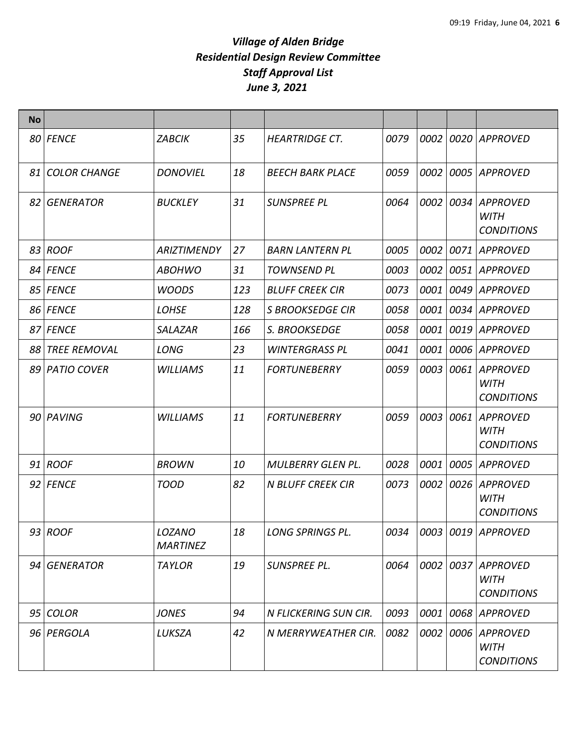# *Village of Alden Bridge*
# *Residential Design Review Committee*
# *Staff Approval List*
# *June 3, 2021*

| No | | | | | | | | |
|---|---|---|---|---|---|---|---|---|
| 80 | FENCE | ZABCIK | 35 | HEARTRIDGE CT. | 0079 | 0002 | 0020 | APPROVED |
| 81 | COLOR CHANGE | DONOVIEL | 18 | BEECH BARK PLACE | 0059 | 0002 | 0005 | APPROVED |
| 82 | GENERATOR | BUCKLEY | 31 | SUNSPREE PL | 0064 | 0002 | 0034 | APPROVED WITH CONDITIONS |
| 83 | ROOF | ARIZTIMENDY | 27 | BARN LANTERN PL | 0005 | 0002 | 0071 | APPROVED |
| 84 | FENCE | ABOHWO | 31 | TOWNSEND PL | 0003 | 0002 | 0051 | APPROVED |
| 85 | FENCE | WOODS | 123 | BLUFF CREEK CIR | 0073 | 0001 | 0049 | APPROVED |
| 86 | FENCE | LOHSE | 128 | S BROOKSEDGE CIR | 0058 | 0001 | 0034 | APPROVED |
| 87 | FENCE | SALAZAR | 166 | S. BROOKSEDGE | 0058 | 0001 | 0019 | APPROVED |
| 88 | TREE REMOVAL | LONG | 23 | WINTERGRASS PL | 0041 | 0001 | 0006 | APPROVED |
| 89 | PATIO COVER | WILLIAMS | 11 | FORTUNEBERRY | 0059 | 0003 | 0061 | APPROVED WITH CONDITIONS |
| 90 | PAVING | WILLIAMS | 11 | FORTUNEBERRY | 0059 | 0003 | 0061 | APPROVED WITH CONDITIONS |
| 91 | ROOF | BROWN | 10 | MULBERRY GLEN PL. | 0028 | 0001 | 0005 | APPROVED |
| 92 | FENCE | TOOD | 82 | N BLUFF CREEK CIR | 0073 | 0002 | 0026 | APPROVED WITH CONDITIONS |
| 93 | ROOF | LOZANO MARTINEZ | 18 | LONG SPRINGS PL. | 0034 | 0003 | 0019 | APPROVED |
| 94 | GENERATOR | TAYLOR | 19 | SUNSPREE PL. | 0064 | 0002 | 0037 | APPROVED WITH CONDITIONS |
| 95 | COLOR | JONES | 94 | N FLICKERING SUN CIR. | 0093 | 0001 | 0068 | APPROVED |
| 96 | PERGOLA | LUKSZA | 42 | N MERRYWEATHER CIR. | 0082 | 0002 | 0006 | APPROVED WITH CONDITIONS |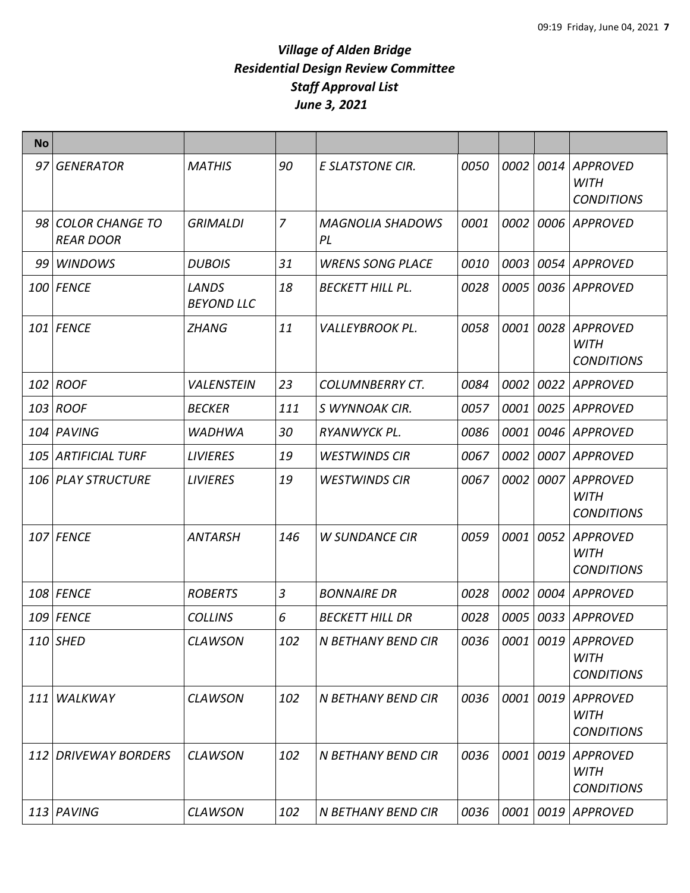# *Village of Alden Bridge*
## *Residential Design Review Committee*
## *Staff Approval List*
## *June 3, 2021*

| No | | | | | | | | |
|---|---|---|---|---|---|---|---|---|
| 97 | *GENERATOR* | *MATHIS* | *90* | *E SLATSTONE CIR.* | *0050* | *0002* | *0014* | *APPROVED WITH CONDITIONS* |
| 98 | *COLOR CHANGE TO REAR DOOR* | *GRIMALDI* | *7* | *MAGNOLIA SHADOWS PL* | *0001* | *0002* | *0006* | *APPROVED* |
| 99 | *WINDOWS* | *DUBOIS* | *31* | *WRENS SONG PLACE* | *0010* | *0003* | *0054* | *APPROVED* |
| 100 | *FENCE* | *LANDS BEYOND LLC* | *18* | *BECKETT HILL PL.* | *0028* | *0005* | *0036* | *APPROVED* |
| 101 | *FENCE* | *ZHANG* | *11* | *VALLEYBROOK PL.* | *0058* | *0001* | *0028* | *APPROVED WITH CONDITIONS* |
| 102 | *ROOF* | *VALENSTEIN* | *23* | *COLUMNBERRY CT.* | *0084* | *0002* | *0022* | *APPROVED* |
| 103 | *ROOF* | *BECKER* | *111* | *S WYNNOAK CIR.* | *0057* | *0001* | *0025* | *APPROVED* |
| 104 | *PAVING* | *WADHWA* | *30* | *RYANWYCK PL.* | *0086* | *0001* | *0046* | *APPROVED* |
| 105 | *ARTIFICIAL TURF* | *LIVIERES* | *19* | *WESTWINDS CIR* | *0067* | *0002* | *0007* | *APPROVED* |
| 106 | *PLAY STRUCTURE* | *LIVIERES* | *19* | *WESTWINDS CIR* | *0067* | *0002* | *0007* | *APPROVED WITH CONDITIONS* |
| 107 | *FENCE* | *ANTARSH* | *146* | *W SUNDANCE CIR* | *0059* | *0001* | *0052* | *APPROVED WITH CONDITIONS* |
| 108 | *FENCE* | *ROBERTS* | *3* | *BONNAIRE DR* | *0028* | *0002* | *0004* | *APPROVED* |
| 109 | *FENCE* | *COLLINS* | *6* | *BECKETT HILL DR* | *0028* | *0005* | *0033* | *APPROVED* |
| 110 | *SHED* | *CLAWSON* | *102* | *N BETHANY BEND CIR* | *0036* | *0001* | *0019* | *APPROVED WITH CONDITIONS* |
| 111 | *WALKWAY* | *CLAWSON* | *102* | *N BETHANY BEND CIR* | *0036* | *0001* | *0019* | *APPROVED WITH CONDITIONS* |
| 112 | *DRIVEWAY BORDERS* | *CLAWSON* | *102* | *N BETHANY BEND CIR* | *0036* | *0001* | *0019* | *APPROVED WITH CONDITIONS* |
| 113 | *PAVING* | *CLAWSON* | *102* | *N BETHANY BEND CIR* | *0036* | *0001* | *0019* | *APPROVED* |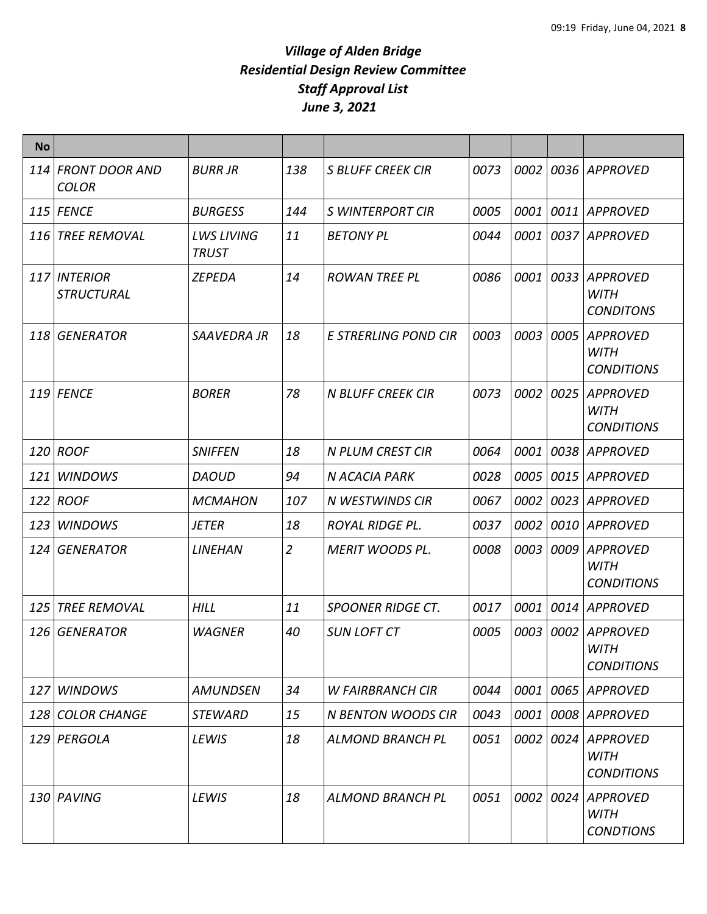# *Village of Alden Bridge*
## *Residential Design Review Committee*
## *Staff Approval List*
## *June 3, 2021*

| No | | | | | | | | |
|---|---|---|---|---|---|---|---|---|
| *114* | *FRONT DOOR AND COLOR* | *BURR JR* | *138* | *S BLUFF CREEK CIR* | *0073* | *0002* | *0036* | *APPROVED* |
| *115* | *FENCE* | *BURGESS* | *144* | *S WINTERPORT CIR* | *0005* | *0001* | *0011* | *APPROVED* |
| *116* | *TREE REMOVAL* | *LWS LIVING TRUST* | *11* | *BETONY PL* | *0044* | *0001* | *0037* | *APPROVED* |
| *117* | *INTERIOR STRUCTURAL* | *ZEPEDA* | *14* | *ROWAN TREE PL* | *0086* | *0001* | *0033* | *APPROVED WITH CONDITONS* |
| *118* | *GENERATOR* | *SAAVEDRA JR* | *18* | *E STRERLING POND CIR* | *0003* | *0003* | *0005* | *APPROVED WITH CONDITIONS* |
| *119* | *FENCE* | *BORER* | *78* | *N BLUFF CREEK CIR* | *0073* | *0002* | *0025* | *APPROVED WITH CONDITIONS* |
| *120* | *ROOF* | *SNIFFEN* | *18* | *N PLUM CREST CIR* | *0064* | *0001* | *0038* | *APPROVED* |
| *121* | *WINDOWS* | *DAOUD* | *94* | *N ACACIA PARK* | *0028* | *0005* | *0015* | *APPROVED* |
| *122* | *ROOF* | *MCMAHON* | *107* | *N WESTWINDS CIR* | *0067* | *0002* | *0023* | *APPROVED* |
| *123* | *WINDOWS* | *JETER* | *18* | *ROYAL RIDGE PL.* | *0037* | *0002* | *0010* | *APPROVED* |
| *124* | *GENERATOR* | *LINEHAN* | *2* | *MERIT WOODS PL.* | *0008* | *0003* | *0009* | *APPROVED WITH CONDITIONS* |
| *125* | *TREE REMOVAL* | *HILL* | *11* | *SPOONER RIDGE CT.* | *0017* | *0001* | *0014* | *APPROVED* |
| *126* | *GENERATOR* | *WAGNER* | *40* | *SUN LOFT CT* | *0005* | *0003* | *0002* | *APPROVED WITH CONDITIONS* |
| *127* | *WINDOWS* | *AMUNDSEN* | *34* | *W FAIRBRANCH CIR* | *0044* | *0001* | *0065* | *APPROVED* |
| *128* | *COLOR CHANGE* | *STEWARD* | *15* | *N BENTON WOODS CIR* | *0043* | *0001* | *0008* | *APPROVED* |
| *129* | *PERGOLA* | *LEWIS* | *18* | *ALMOND BRANCH PL* | *0051* | *0002* | *0024* | *APPROVED WITH CONDITIONS* |
| *130* | *PAVING* | *LEWIS* | *18* | *ALMOND BRANCH PL* | *0051* | *0002* | *0024* | *APPROVED WITH CONDTIONS* |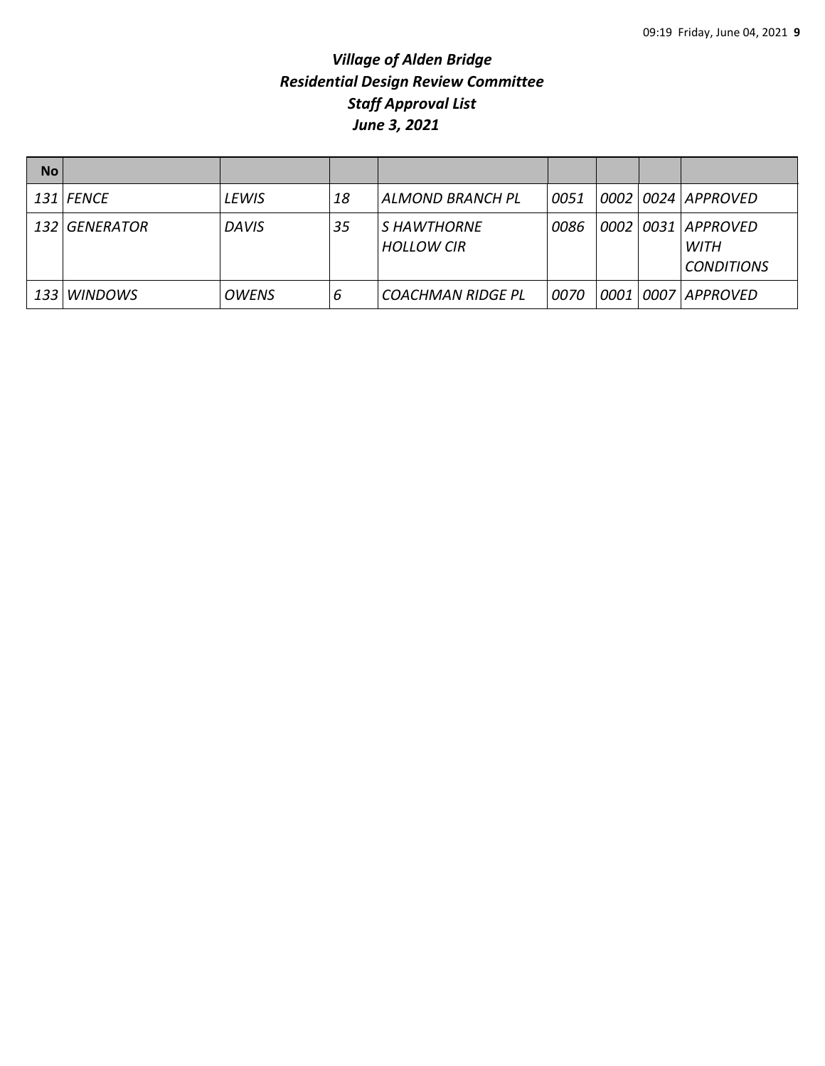***Village of Alden Bridge***
***Residential Design Review Committee***
***Staff Approval List***
***June 3, 2021***

| No | | | | | | | | |
|---|---|---|---|---|---|---|---|---|
| *131* | *FENCE* | *LEWIS* | *18* | *ALMOND BRANCH PL* | *0051* | *0002* | *0024* | *APPROVED* |
| *132* | *GENERATOR* | *DAVIS* | *35* | *S HAWTHORNE HOLLOW CIR* | *0086* | *0002* | *0031* | *APPROVED WITH CONDITIONS* |
| *133* | *WINDOWS* | *OWENS* | *6* | *COACHMAN RIDGE PL* | *0070* | *0001* | *0007* | *APPROVED* |